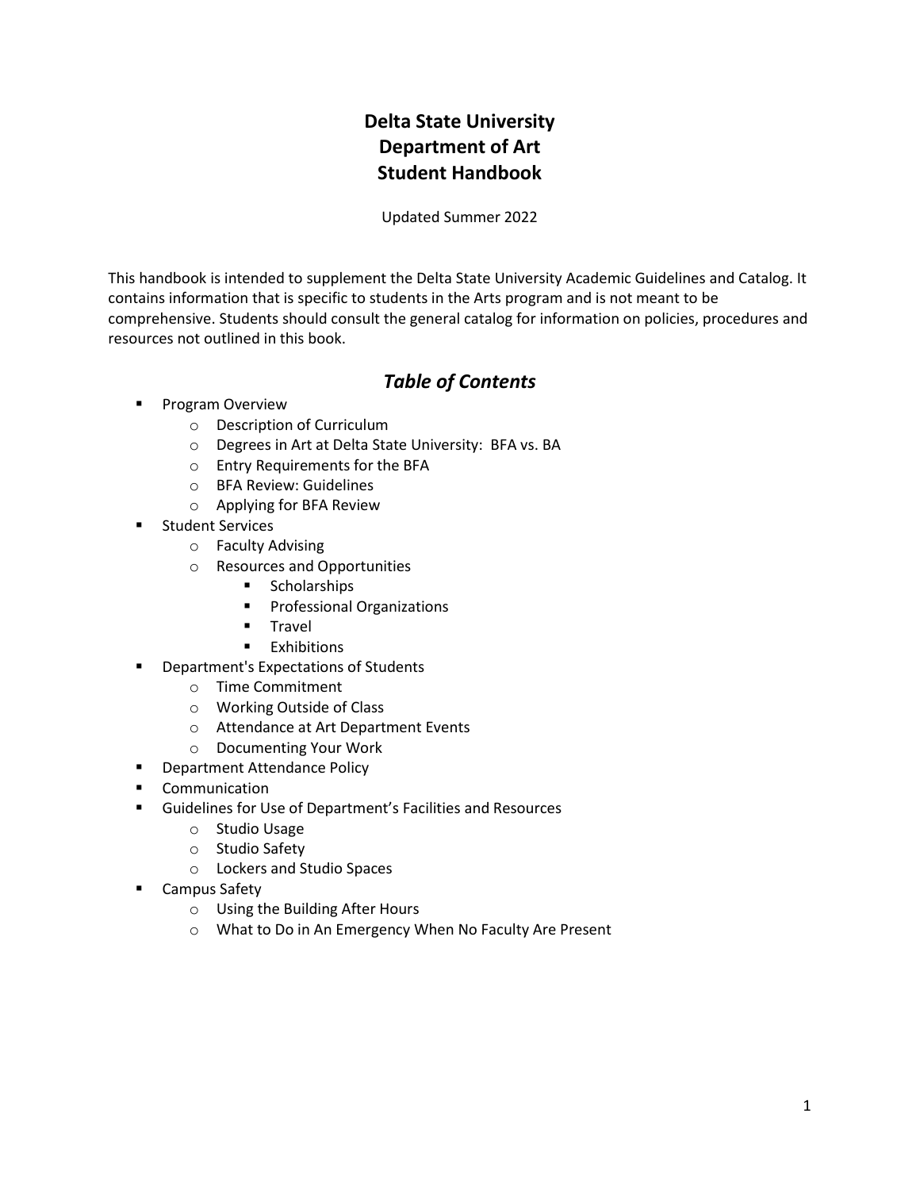# Delta State University
# Department of Art
# Student Handbook

Updated Summer 2022

This handbook is intended to supplement the Delta State University Academic Guidelines and Catalog. It contains information that is specific to students in the Arts program and is not meant to be comprehensive. Students should consult the general catalog for information on policies, procedures and resources not outlined in this book.

## *Table of Contents*

- Program Overview
  - Description of Curriculum
  - Degrees in Art at Delta State University: BFA vs. BA
  - Entry Requirements for the BFA
  - BFA Review: Guidelines
  - Applying for BFA Review
- Student Services
  - Faculty Advising
  - Resources and Opportunities
    - Scholarships
    - Professional Organizations
    - Travel
    - Exhibitions
- Department's Expectations of Students
  - Time Commitment
  - Working Outside of Class
  - Attendance at Art Department Events
  - Documenting Your Work
- Department Attendance Policy
- Communication
- Guidelines for Use of Department's Facilities and Resources
  - Studio Usage
  - Studio Safety
  - Lockers and Studio Spaces
- Campus Safety
  - Using the Building After Hours
  - What to Do in An Emergency When No Faculty Are Present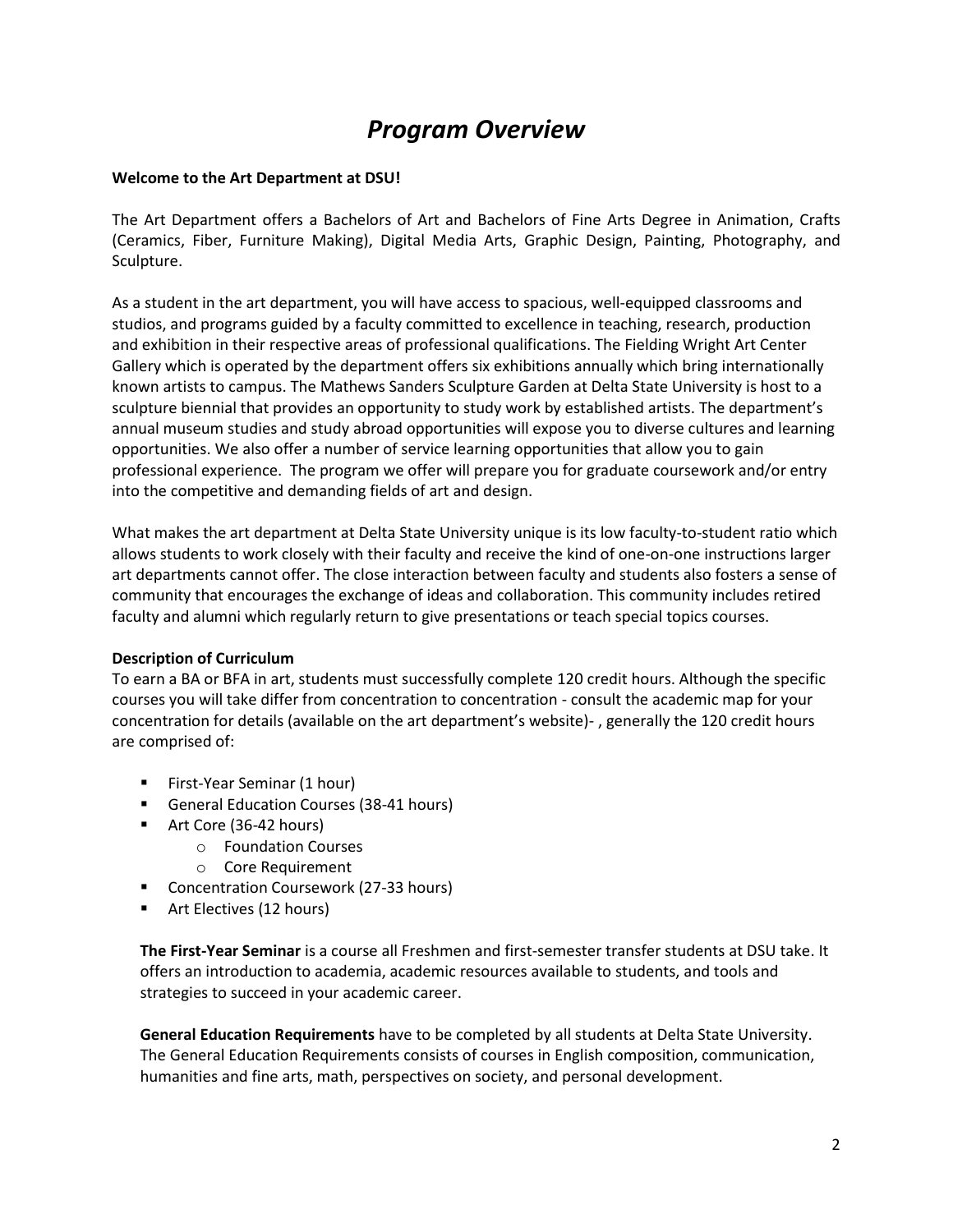# *Program Overview*

**Welcome to the Art Department at DSU!**

The Art Department offers a Bachelors of Art and Bachelors of Fine Arts Degree in Animation, Crafts (Ceramics, Fiber, Furniture Making), Digital Media Arts, Graphic Design, Painting, Photography, and Sculpture.

As a student in the art department, you will have access to spacious, well-equipped classrooms and studios, and programs guided by a faculty committed to excellence in teaching, research, production and exhibition in their respective areas of professional qualifications. The Fielding Wright Art Center Gallery which is operated by the department offers six exhibitions annually which bring internationally known artists to campus. The Mathews Sanders Sculpture Garden at Delta State University is host to a sculpture biennial that provides an opportunity to study work by established artists. The department's annual museum studies and study abroad opportunities will expose you to diverse cultures and learning opportunities. We also offer a number of service learning opportunities that allow you to gain professional experience. The program we offer will prepare you for graduate coursework and/or entry into the competitive and demanding fields of art and design.

What makes the art department at Delta State University unique is its low faculty-to-student ratio which allows students to work closely with their faculty and receive the kind of one-on-one instructions larger art departments cannot offer. The close interaction between faculty and students also fosters a sense of community that encourages the exchange of ideas and collaboration. This community includes retired faculty and alumni which regularly return to give presentations or teach special topics courses.

**Description of Curriculum**

To earn a BA or BFA in art, students must successfully complete 120 credit hours. Although the specific courses you will take differ from concentration to concentration - consult the academic map for your concentration for details (available on the art department's website)- , generally the 120 credit hours are comprised of:

- First-Year Seminar (1 hour)
- General Education Courses (38-41 hours)
- Art Core (36-42 hours)
  - Foundation Courses
  - Core Requirement
- Concentration Coursework (27-33 hours)
- Art Electives (12 hours)

**The First-Year Seminar** is a course all Freshmen and first-semester transfer students at DSU take. It offers an introduction to academia, academic resources available to students, and tools and strategies to succeed in your academic career.

**General Education Requirements** have to be completed by all students at Delta State University. The General Education Requirements consists of courses in English composition, communication, humanities and fine arts, math, perspectives on society, and personal development.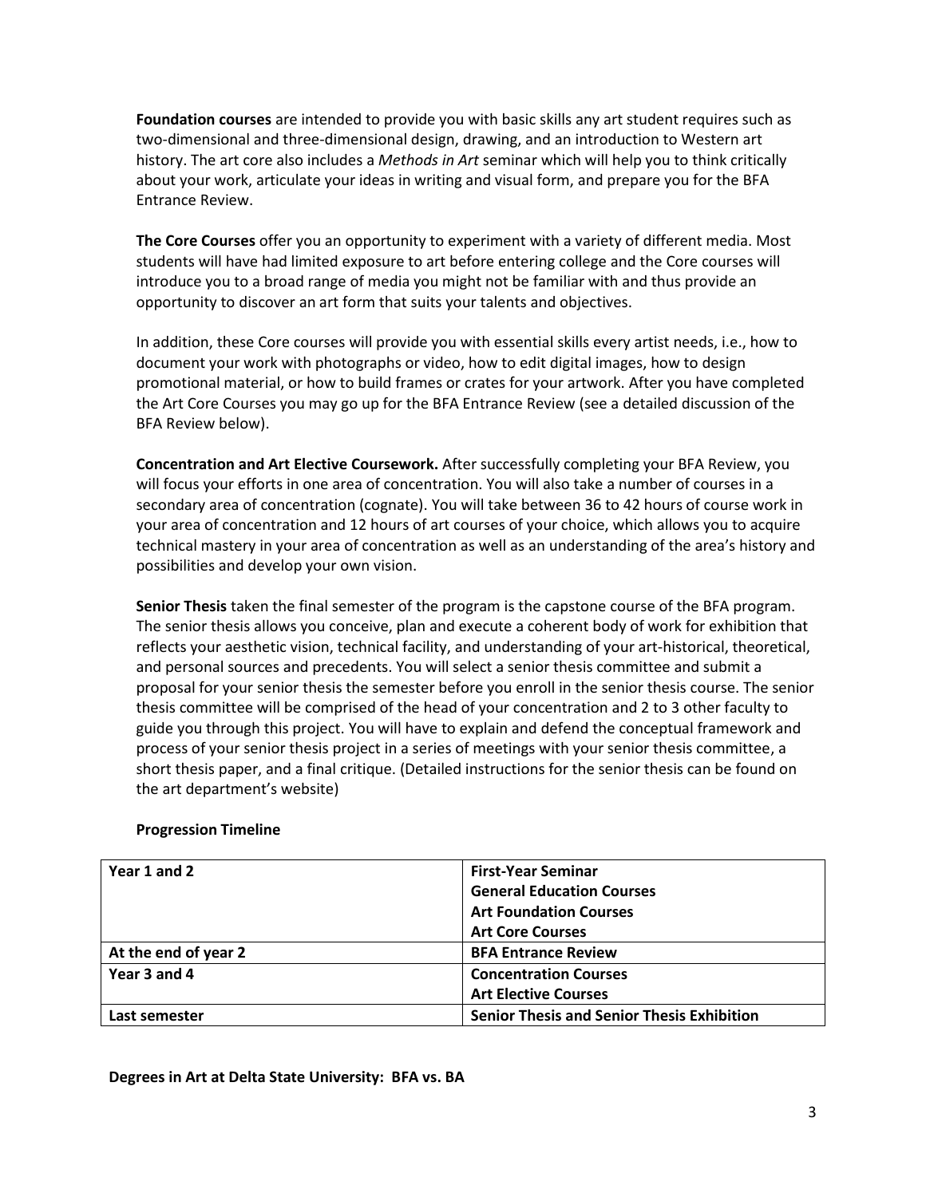**Foundation courses** are intended to provide you with basic skills any art student requires such as two-dimensional and three-dimensional design, drawing, and an introduction to Western art history. The art core also includes a *Methods in Art* seminar which will help you to think critically about your work, articulate your ideas in writing and visual form, and prepare you for the BFA Entrance Review.

**The Core Courses** offer you an opportunity to experiment with a variety of different media. Most students will have had limited exposure to art before entering college and the Core courses will introduce you to a broad range of media you might not be familiar with and thus provide an opportunity to discover an art form that suits your talents and objectives.

In addition, these Core courses will provide you with essential skills every artist needs, i.e., how to document your work with photographs or video, how to edit digital images, how to design promotional material, or how to build frames or crates for your artwork. After you have completed the Art Core Courses you may go up for the BFA Entrance Review (see a detailed discussion of the BFA Review below).

**Concentration and Art Elective Coursework.** After successfully completing your BFA Review, you will focus your efforts in one area of concentration. You will also take a number of courses in a secondary area of concentration (cognate). You will take between 36 to 42 hours of course work in your area of concentration and 12 hours of art courses of your choice, which allows you to acquire technical mastery in your area of concentration as well as an understanding of the area's history and possibilities and develop your own vision.

**Senior Thesis** taken the final semester of the program is the capstone course of the BFA program. The senior thesis allows you conceive, plan and execute a coherent body of work for exhibition that reflects your aesthetic vision, technical facility, and understanding of your art-historical, theoretical, and personal sources and precedents. You will select a senior thesis committee and submit a proposal for your senior thesis the semester before you enroll in the senior thesis course. The senior thesis committee will be comprised of the head of your concentration and 2 to 3 other faculty to guide you through this project. You will have to explain and defend the conceptual framework and process of your senior thesis project in a series of meetings with your senior thesis committee, a short thesis paper, and a final critique. (Detailed instructions for the senior thesis can be found on the art department's website)

**Progression Timeline**

| | |
|---|---|
| **Year 1 and 2** | **First-Year Seminar**<br>**General Education Courses**<br>**Art Foundation Courses**<br>**Art Core Courses** |
| **At the end of year 2** | **BFA Entrance Review** |
| **Year 3 and 4** | **Concentration Courses**<br>**Art Elective Courses** |
| **Last semester** | **Senior Thesis and Senior Thesis Exhibition** |

**Degrees in Art at Delta State University: BFA vs. BA**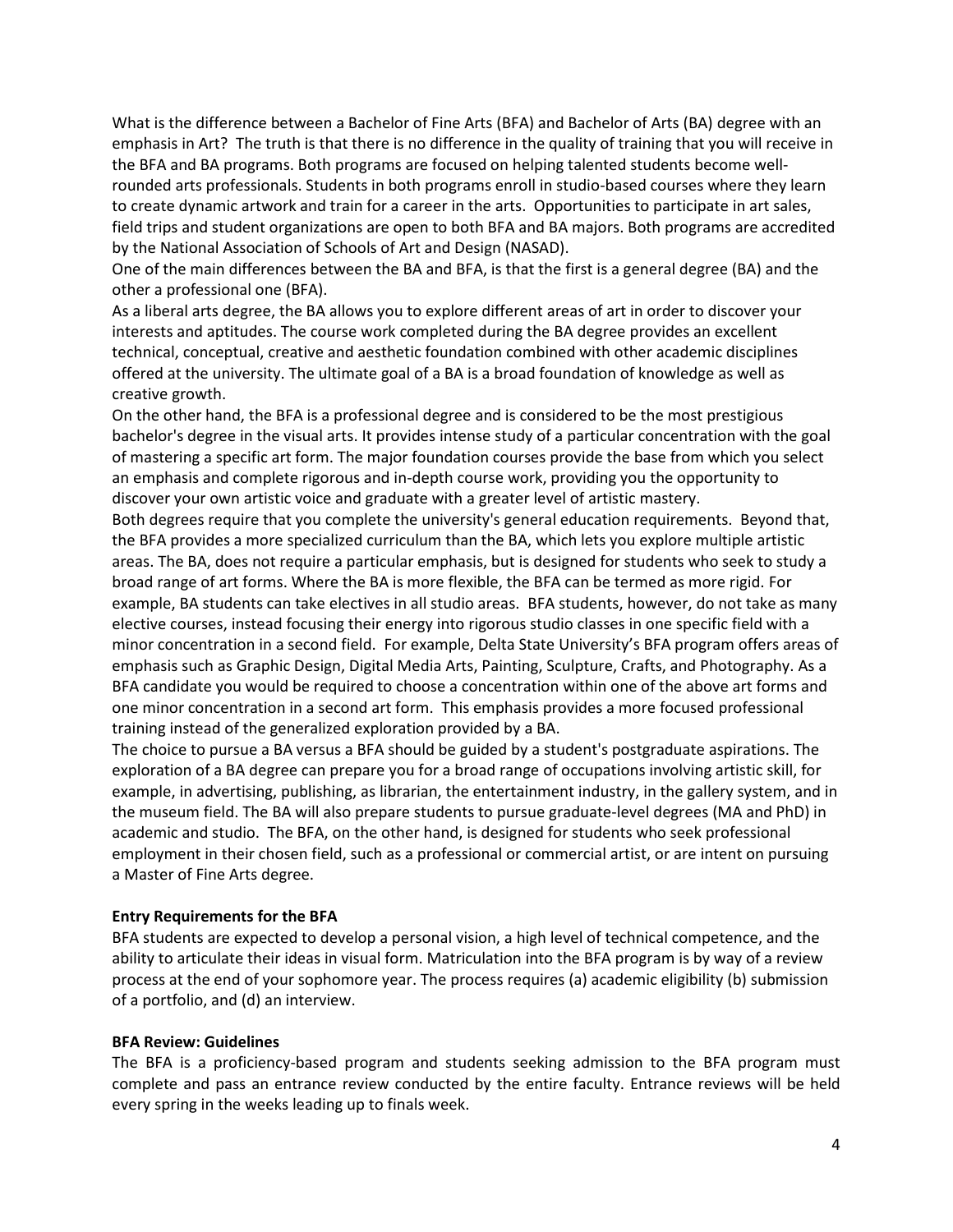What is the difference between a Bachelor of Fine Arts (BFA) and Bachelor of Arts (BA) degree with an emphasis in Art? The truth is that there is no difference in the quality of training that you will receive in the BFA and BA programs. Both programs are focused on helping talented students become well-rounded arts professionals. Students in both programs enroll in studio-based courses where they learn to create dynamic artwork and train for a career in the arts. Opportunities to participate in art sales, field trips and student organizations are open to both BFA and BA majors. Both programs are accredited by the National Association of Schools of Art and Design (NASAD).

One of the main differences between the BA and BFA, is that the first is a general degree (BA) and the other a professional one (BFA).

As a liberal arts degree, the BA allows you to explore different areas of art in order to discover your interests and aptitudes. The course work completed during the BA degree provides an excellent technical, conceptual, creative and aesthetic foundation combined with other academic disciplines offered at the university. The ultimate goal of a BA is a broad foundation of knowledge as well as creative growth.

On the other hand, the BFA is a professional degree and is considered to be the most prestigious bachelor's degree in the visual arts. It provides intense study of a particular concentration with the goal of mastering a specific art form. The major foundation courses provide the base from which you select an emphasis and complete rigorous and in-depth course work, providing you the opportunity to discover your own artistic voice and graduate with a greater level of artistic mastery.

Both degrees require that you complete the university's general education requirements. Beyond that, the BFA provides a more specialized curriculum than the BA, which lets you explore multiple artistic areas. The BA, does not require a particular emphasis, but is designed for students who seek to study a broad range of art forms. Where the BA is more flexible, the BFA can be termed as more rigid. For example, BA students can take electives in all studio areas. BFA students, however, do not take as many elective courses, instead focusing their energy into rigorous studio classes in one specific field with a minor concentration in a second field. For example, Delta State University's BFA program offers areas of emphasis such as Graphic Design, Digital Media Arts, Painting, Sculpture, Crafts, and Photography. As a BFA candidate you would be required to choose a concentration within one of the above art forms and one minor concentration in a second art form. This emphasis provides a more focused professional training instead of the generalized exploration provided by a BA.

The choice to pursue a BA versus a BFA should be guided by a student's postgraduate aspirations. The exploration of a BA degree can prepare you for a broad range of occupations involving artistic skill, for example, in advertising, publishing, as librarian, the entertainment industry, in the gallery system, and in the museum field. The BA will also prepare students to pursue graduate-level degrees (MA and PhD) in academic and studio. The BFA, on the other hand, is designed for students who seek professional employment in their chosen field, such as a professional or commercial artist, or are intent on pursuing a Master of Fine Arts degree.

**Entry Requirements for the BFA**

BFA students are expected to develop a personal vision, a high level of technical competence, and the ability to articulate their ideas in visual form. Matriculation into the BFA program is by way of a review process at the end of your sophomore year. The process requires (a) academic eligibility (b) submission of a portfolio, and (d) an interview.

**BFA Review: Guidelines**

The BFA is a proficiency-based program and students seeking admission to the BFA program must complete and pass an entrance review conducted by the entire faculty. Entrance reviews will be held every spring in the weeks leading up to finals week.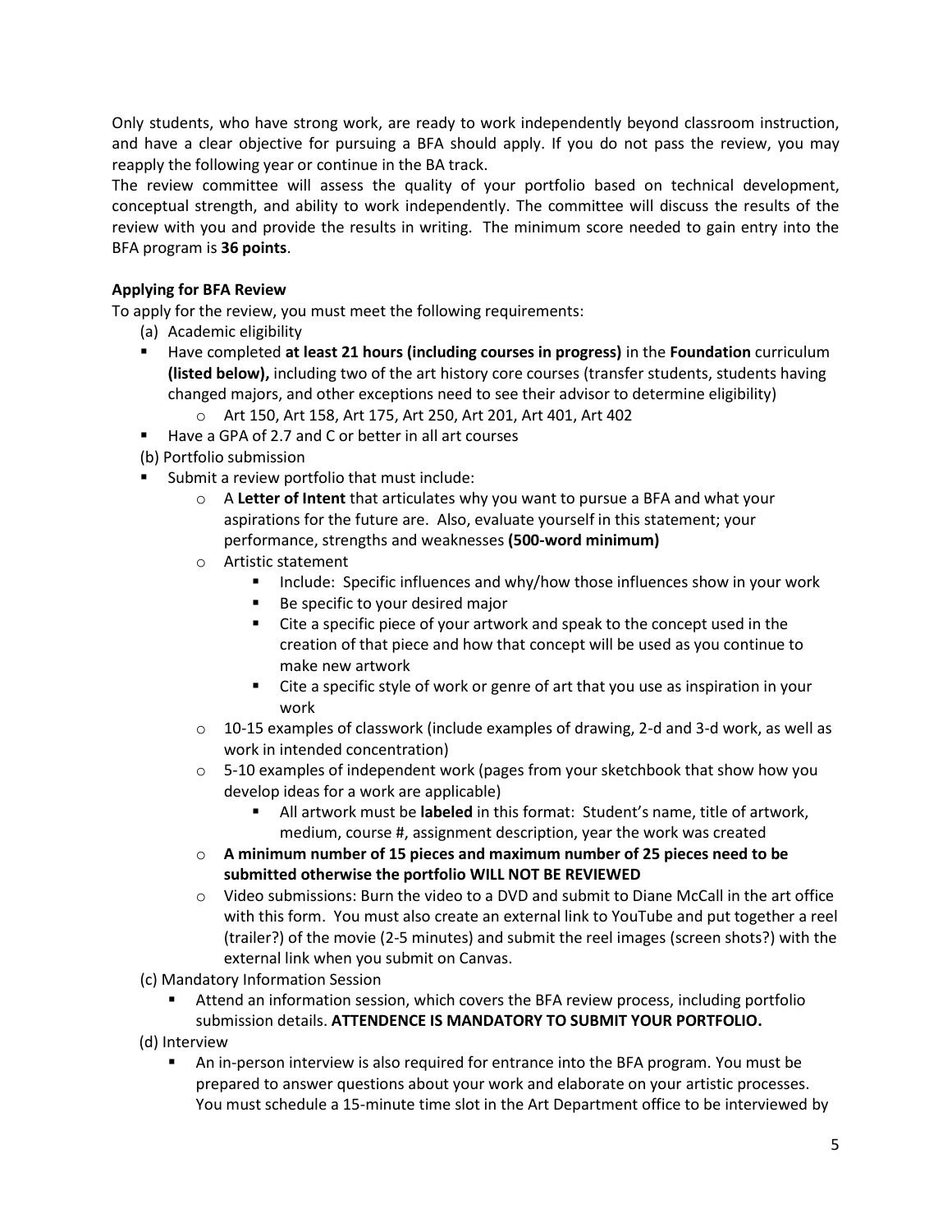Only students, who have strong work, are ready to work independently beyond classroom instruction, and have a clear objective for pursuing a BFA should apply. If you do not pass the review, you may reapply the following year or continue in the BA track.

The review committee will assess the quality of your portfolio based on technical development, conceptual strength, and ability to work independently. The committee will discuss the results of the review with you and provide the results in writing. The minimum score needed to gain entry into the BFA program is **36 points**.

**Applying for BFA Review**

To apply for the review, you must meet the following requirements:

(a) Academic eligibility

- Have completed **at least 21 hours (including courses in progress)** in the **Foundation** curriculum **(listed below),** including two of the art history core courses (transfer students, students having changed majors, and other exceptions need to see their advisor to determine eligibility)
  - Art 150, Art 158, Art 175, Art 250, Art 201, Art 401, Art 402
- Have a GPA of 2.7 and C or better in all art courses

(b) Portfolio submission

- Submit a review portfolio that must include:
  - A **Letter of Intent** that articulates why you want to pursue a BFA and what your aspirations for the future are. Also, evaluate yourself in this statement; your performance, strengths and weaknesses **(500-word minimum)**
  - Artistic statement
    - Include: Specific influences and why/how those influences show in your work
    - Be specific to your desired major
    - Cite a specific piece of your artwork and speak to the concept used in the creation of that piece and how that concept will be used as you continue to make new artwork
    - Cite a specific style of work or genre of art that you use as inspiration in your work
  - 10-15 examples of classwork (include examples of drawing, 2-d and 3-d work, as well as work in intended concentration)
  - 5-10 examples of independent work (pages from your sketchbook that show how you develop ideas for a work are applicable)
    - All artwork must be **labeled** in this format: Student's name, title of artwork, medium, course #, assignment description, year the work was created
  - **A minimum number of 15 pieces and maximum number of 25 pieces need to be submitted otherwise the portfolio WILL NOT BE REVIEWED**
  - Video submissions: Burn the video to a DVD and submit to Diane McCall in the art office with this form. You must also create an external link to YouTube and put together a reel (trailer?) of the movie (2-5 minutes) and submit the reel images (screen shots?) with the external link when you submit on Canvas.

(c) Mandatory Information Session

- Attend an information session, which covers the BFA review process, including portfolio submission details. **ATTENDENCE IS MANDATORY TO SUBMIT YOUR PORTFOLIO.**

(d) Interview

- An in-person interview is also required for entrance into the BFA program. You must be prepared to answer questions about your work and elaborate on your artistic processes. You must schedule a 15-minute time slot in the Art Department office to be interviewed by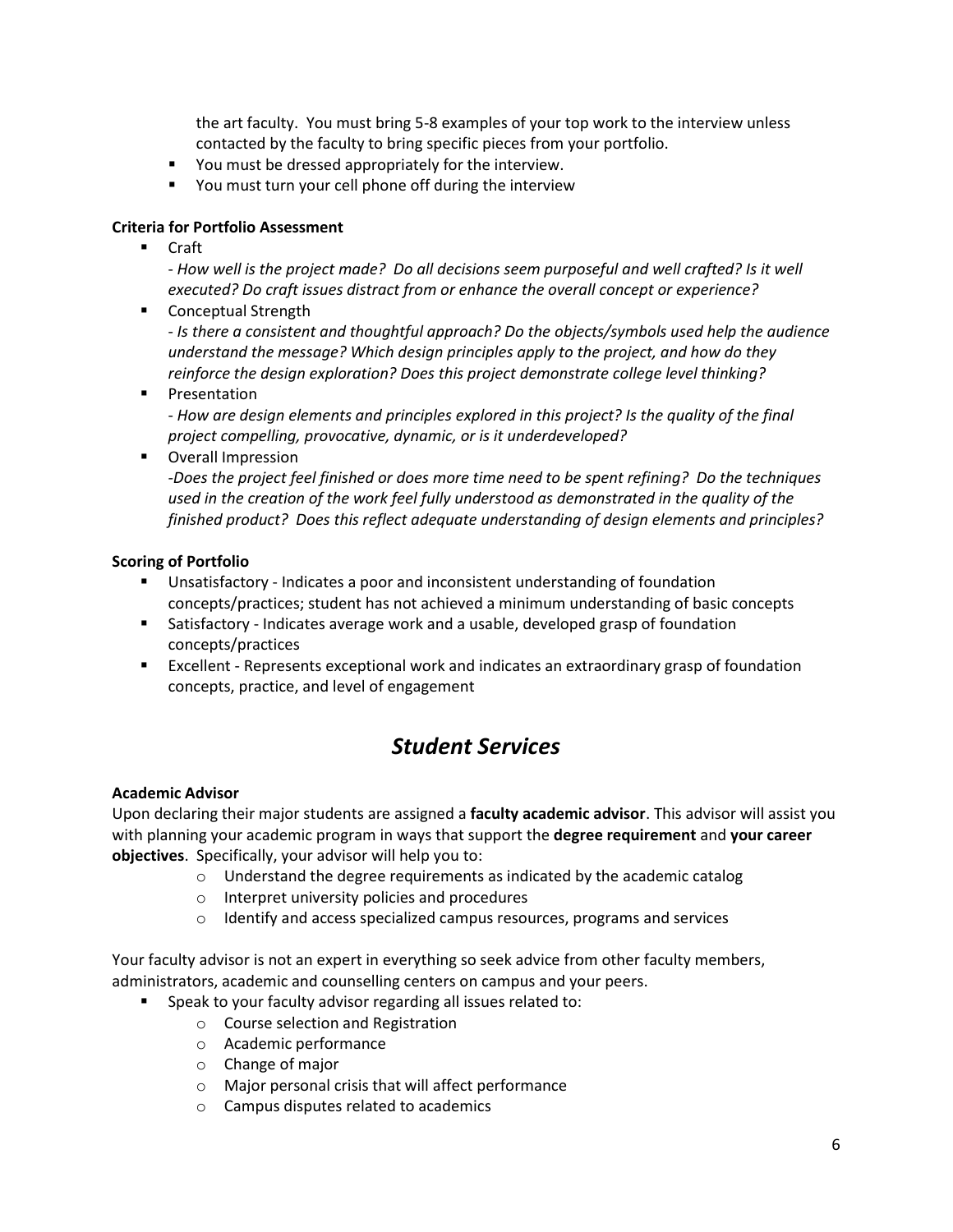the art faculty. You must bring 5-8 examples of your top work to the interview unless contacted by the faculty to bring specific pieces from your portfolio.

- You must be dressed appropriately for the interview.
- You must turn your cell phone off during the interview

**Criteria for Portfolio Assessment**

- Craft
  *- How well is the project made? Do all decisions seem purposeful and well crafted? Is it well executed? Do craft issues distract from or enhance the overall concept or experience?*
- Conceptual Strength
  *- Is there a consistent and thoughtful approach? Do the objects/symbols used help the audience understand the message? Which design principles apply to the project, and how do they reinforce the design exploration? Does this project demonstrate college level thinking?*
- Presentation
  *- How are design elements and principles explored in this project? Is the quality of the final project compelling, provocative, dynamic, or is it underdeveloped?*
- Overall Impression
  *-Does the project feel finished or does more time need to be spent refining? Do the techniques used in the creation of the work feel fully understood as demonstrated in the quality of the finished product? Does this reflect adequate understanding of design elements and principles?*

**Scoring of Portfolio**

- Unsatisfactory - Indicates a poor and inconsistent understanding of foundation concepts/practices; student has not achieved a minimum understanding of basic concepts
- Satisfactory - Indicates average work and a usable, developed grasp of foundation concepts/practices
- Excellent - Represents exceptional work and indicates an extraordinary grasp of foundation concepts, practice, and level of engagement

## *Student Services*

**Academic Advisor**

Upon declaring their major students are assigned a **faculty academic advisor**. This advisor will assist you with planning your academic program in ways that support the **degree requirement** and **your career objectives**. Specifically, your advisor will help you to:

- Understand the degree requirements as indicated by the academic catalog
- Interpret university policies and procedures
- Identify and access specialized campus resources, programs and services

Your faculty advisor is not an expert in everything so seek advice from other faculty members, administrators, academic and counselling centers on campus and your peers.

- Speak to your faculty advisor regarding all issues related to:
  - Course selection and Registration
  - Academic performance
  - Change of major
  - Major personal crisis that will affect performance
  - Campus disputes related to academics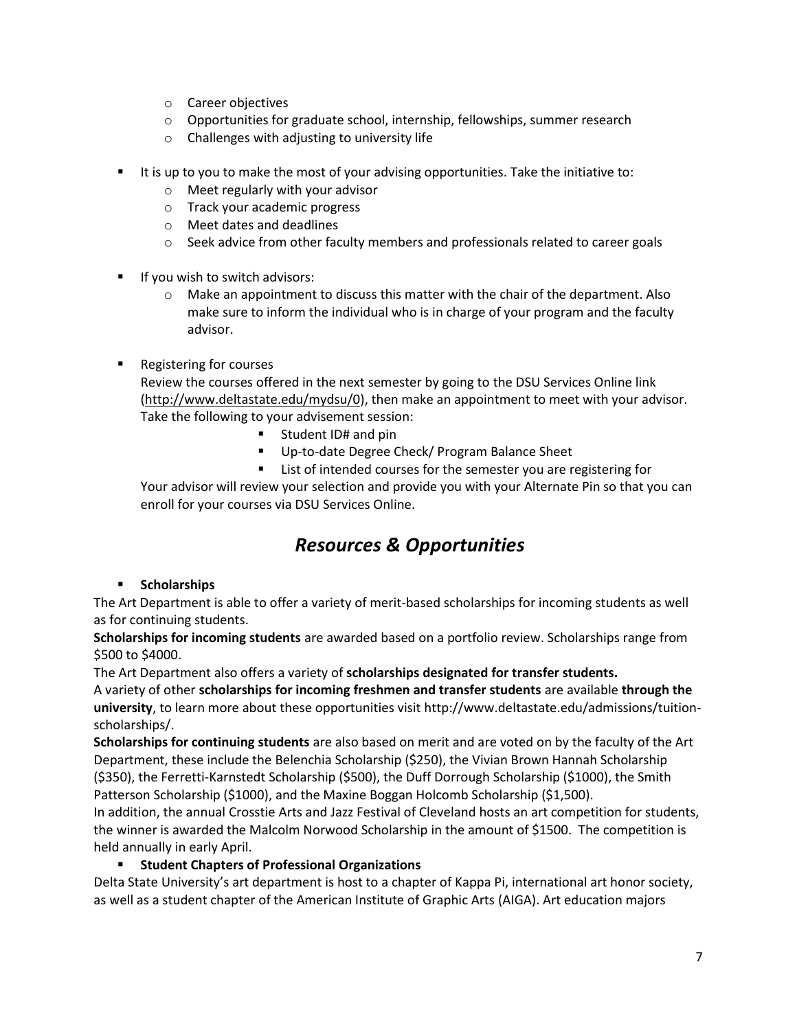- Career objectives
  - Opportunities for graduate school, internship, fellowships, summer research
  - Challenges with adjusting to university life

- It is up to you to make the most of your advising opportunities. Take the initiative to:
  - Meet regularly with your advisor
  - Track your academic progress
  - Meet dates and deadlines
  - Seek advice from other faculty members and professionals related to career goals

- If you wish to switch advisors:
  - Make an appointment to discuss this matter with the chair of the department. Also make sure to inform the individual who is in charge of your program and the faculty advisor.

- Registering for courses

  Review the courses offered in the next semester by going to the DSU Services Online link (http://www.deltastate.edu/mydsu/0), then make an appointment to meet with your advisor. Take the following to your advisement session:
    - Student ID# and pin
    - Up-to-date Degree Check/ Program Balance Sheet
    - List of intended courses for the semester you are registering for

  Your advisor will review your selection and provide you with your Alternate Pin so that you can enroll for your courses via DSU Services Online.

## *Resources & Opportunities*

- **Scholarships**

The Art Department is able to offer a variety of merit-based scholarships for incoming students as well as for continuing students.

**Scholarships for incoming students** are awarded based on a portfolio review. Scholarships range from $500 to $4000.

The Art Department also offers a variety of **scholarships designated for transfer students.**

A variety of other **scholarships for incoming freshmen and transfer students** are available **through the university**, to learn more about these opportunities visit http://www.deltastate.edu/admissions/tuition-scholarships/.

**Scholarships for continuing students** are also based on merit and are voted on by the faculty of the Art Department, these include the Belenchia Scholarship ($250), the Vivian Brown Hannah Scholarship ($350), the Ferretti-Karnstedt Scholarship ($500), the Duff Dorrough Scholarship ($1000), the Smith Patterson Scholarship ($1000), and the Maxine Boggan Holcomb Scholarship ($1,500).

In addition, the annual Crosstie Arts and Jazz Festival of Cleveland hosts an art competition for students, the winner is awarded the Malcolm Norwood Scholarship in the amount of $1500. The competition is held annually in early April.

- **Student Chapters of Professional Organizations**

Delta State University's art department is host to a chapter of Kappa Pi, international art honor society, as well as a student chapter of the American Institute of Graphic Arts (AIGA). Art education majors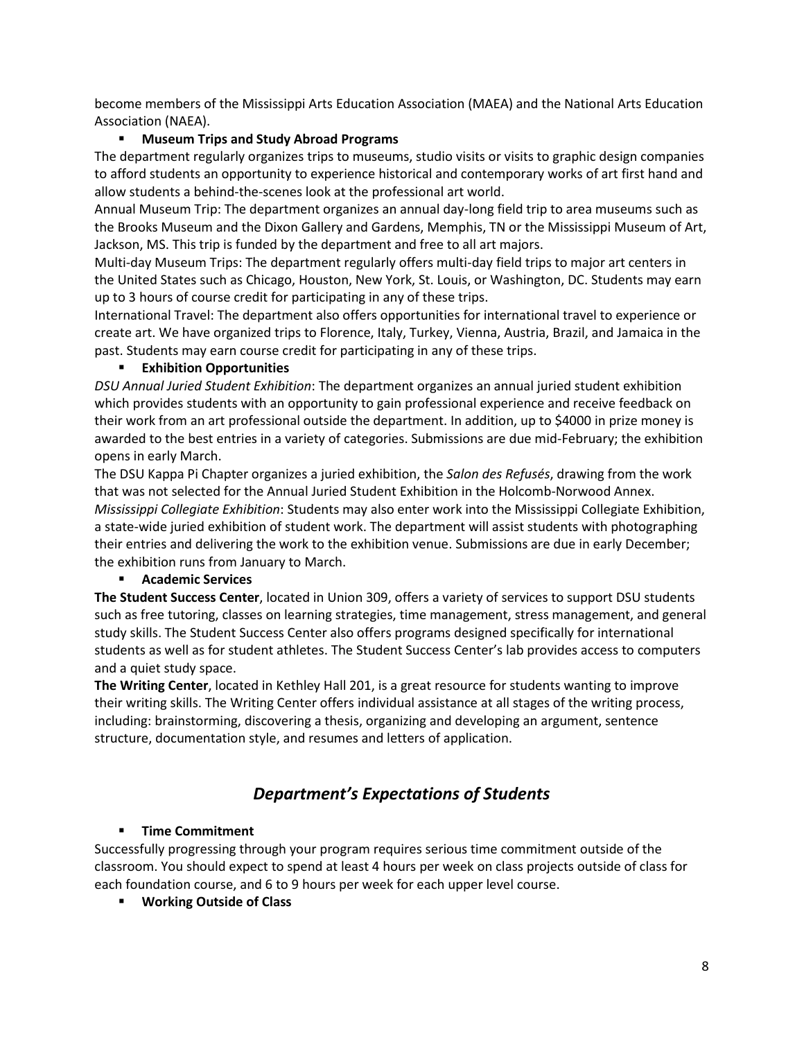become members of the Mississippi Arts Education Association (MAEA) and the National Arts Education Association (NAEA).

- **Museum Trips and Study Abroad Programs**

The department regularly organizes trips to museums, studio visits or visits to graphic design companies to afford students an opportunity to experience historical and contemporary works of art first hand and allow students a behind-the-scenes look at the professional art world.

Annual Museum Trip: The department organizes an annual day-long field trip to area museums such as the Brooks Museum and the Dixon Gallery and Gardens, Memphis, TN or the Mississippi Museum of Art, Jackson, MS. This trip is funded by the department and free to all art majors.

Multi-day Museum Trips: The department regularly offers multi-day field trips to major art centers in the United States such as Chicago, Houston, New York, St. Louis, or Washington, DC. Students may earn up to 3 hours of course credit for participating in any of these trips.

International Travel: The department also offers opportunities for international travel to experience or create art. We have organized trips to Florence, Italy, Turkey, Vienna, Austria, Brazil, and Jamaica in the past. Students may earn course credit for participating in any of these trips.

- **Exhibition Opportunities**

*DSU Annual Juried Student Exhibition*: The department organizes an annual juried student exhibition which provides students with an opportunity to gain professional experience and receive feedback on their work from an art professional outside the department. In addition, up to $4000 in prize money is awarded to the best entries in a variety of categories. Submissions are due mid-February; the exhibition opens in early March.

The DSU Kappa Pi Chapter organizes a juried exhibition, the *Salon des Refusés*, drawing from the work that was not selected for the Annual Juried Student Exhibition in the Holcomb-Norwood Annex.

*Mississippi Collegiate Exhibition*: Students may also enter work into the Mississippi Collegiate Exhibition, a state-wide juried exhibition of student work. The department will assist students with photographing their entries and delivering the work to the exhibition venue. Submissions are due in early December; the exhibition runs from January to March.

- **Academic Services**

**The Student Success Center**, located in Union 309, offers a variety of services to support DSU students such as free tutoring, classes on learning strategies, time management, stress management, and general study skills. The Student Success Center also offers programs designed specifically for international students as well as for student athletes. The Student Success Center's lab provides access to computers and a quiet study space.

**The Writing Center**, located in Kethley Hall 201, is a great resource for students wanting to improve their writing skills. The Writing Center offers individual assistance at all stages of the writing process, including: brainstorming, discovering a thesis, organizing and developing an argument, sentence structure, documentation style, and resumes and letters of application.

## *Department's Expectations of Students*

- **Time Commitment**

Successfully progressing through your program requires serious time commitment outside of the classroom. You should expect to spend at least 4 hours per week on class projects outside of class for each foundation course, and 6 to 9 hours per week for each upper level course.

- **Working Outside of Class**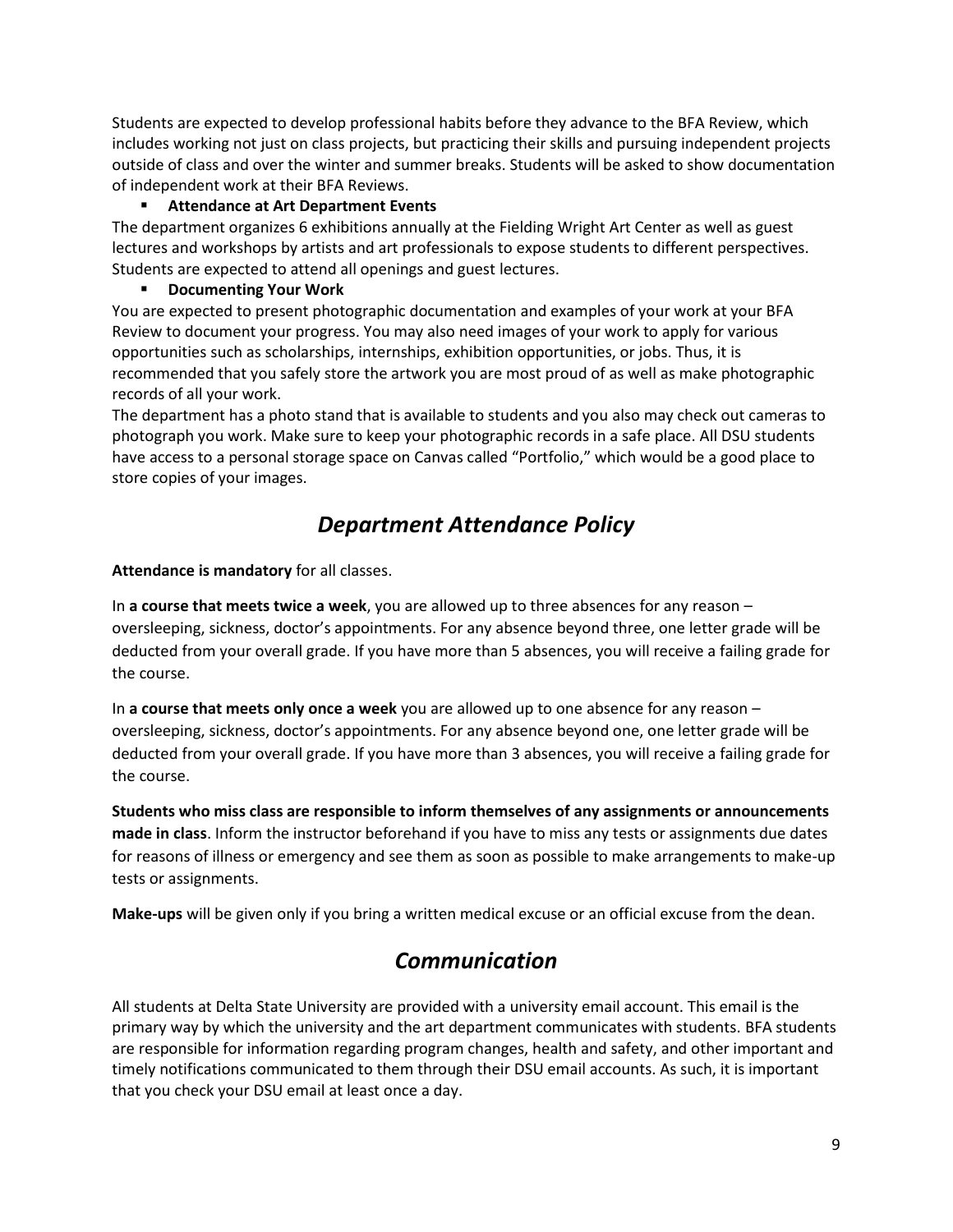Students are expected to develop professional habits before they advance to the BFA Review, which includes working not just on class projects, but practicing their skills and pursuing independent projects outside of class and over the winter and summer breaks. Students will be asked to show documentation of independent work at their BFA Reviews.

- **Attendance at Art Department Events**

The department organizes 6 exhibitions annually at the Fielding Wright Art Center as well as guest lectures and workshops by artists and art professionals to expose students to different perspectives. Students are expected to attend all openings and guest lectures.

- **Documenting Your Work**

You are expected to present photographic documentation and examples of your work at your BFA Review to document your progress. You may also need images of your work to apply for various opportunities such as scholarships, internships, exhibition opportunities, or jobs. Thus, it is recommended that you safely store the artwork you are most proud of as well as make photographic records of all your work.

The department has a photo stand that is available to students and you also may check out cameras to photograph you work. Make sure to keep your photographic records in a safe place. All DSU students have access to a personal storage space on Canvas called "Portfolio," which would be a good place to store copies of your images.

## *Department Attendance Policy*

**Attendance is mandatory** for all classes.

In **a course that meets twice a week**, you are allowed up to three absences for any reason – oversleeping, sickness, doctor's appointments. For any absence beyond three, one letter grade will be deducted from your overall grade. If you have more than 5 absences, you will receive a failing grade for the course.

In **a course that meets only once a week** you are allowed up to one absence for any reason – oversleeping, sickness, doctor's appointments. For any absence beyond one, one letter grade will be deducted from your overall grade. If you have more than 3 absences, you will receive a failing grade for the course.

**Students who miss class are responsible to inform themselves of any assignments or announcements made in class**. Inform the instructor beforehand if you have to miss any tests or assignments due dates for reasons of illness or emergency and see them as soon as possible to make arrangements to make-up tests or assignments.

**Make-ups** will be given only if you bring a written medical excuse or an official excuse from the dean.

## *Communication*

All students at Delta State University are provided with a university email account. This email is the primary way by which the university and the art department communicates with students. BFA students are responsible for information regarding program changes, health and safety, and other important and timely notifications communicated to them through their DSU email accounts. As such, it is important that you check your DSU email at least once a day.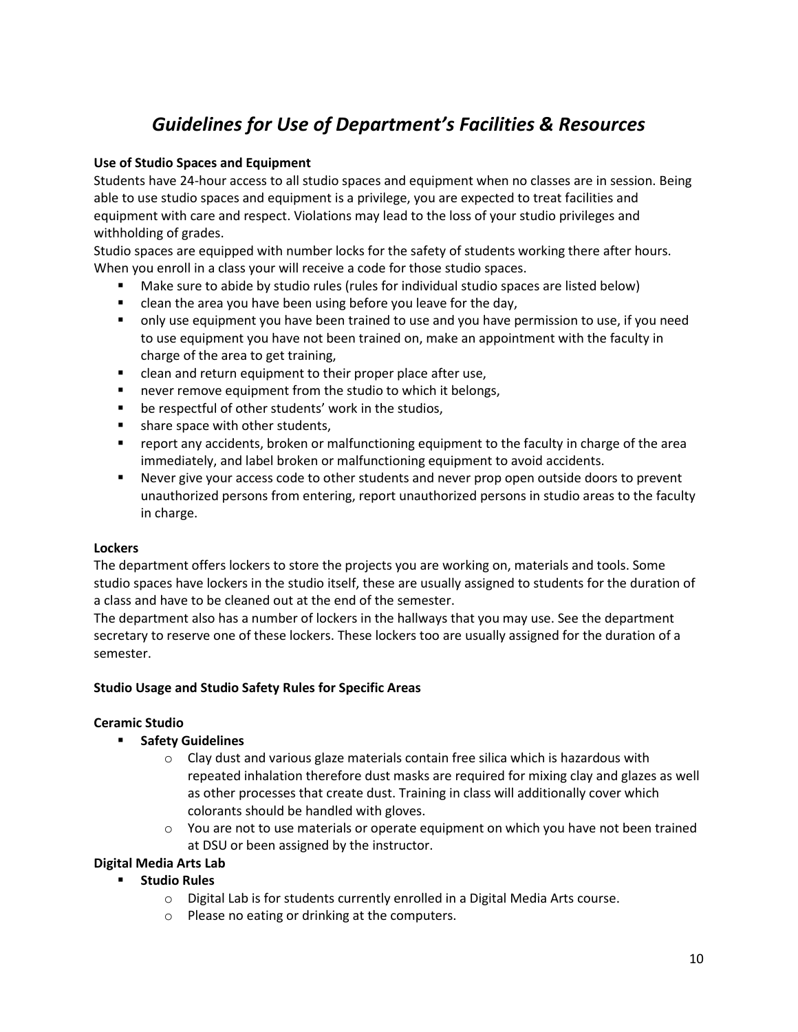# *Guidelines for Use of Department's Facilities & Resources*

**Use of Studio Spaces and Equipment**

Students have 24-hour access to all studio spaces and equipment when no classes are in session. Being able to use studio spaces and equipment is a privilege, you are expected to treat facilities and equipment with care and respect. Violations may lead to the loss of your studio privileges and withholding of grades.

Studio spaces are equipped with number locks for the safety of students working there after hours. When you enroll in a class your will receive a code for those studio spaces.

- Make sure to abide by studio rules (rules for individual studio spaces are listed below)
- clean the area you have been using before you leave for the day,
- only use equipment you have been trained to use and you have permission to use, if you need to use equipment you have not been trained on, make an appointment with the faculty in charge of the area to get training,
- clean and return equipment to their proper place after use,
- never remove equipment from the studio to which it belongs,
- be respectful of other students' work in the studios,
- share space with other students,
- report any accidents, broken or malfunctioning equipment to the faculty in charge of the area immediately, and label broken or malfunctioning equipment to avoid accidents.
- Never give your access code to other students and never prop open outside doors to prevent unauthorized persons from entering, report unauthorized persons in studio areas to the faculty in charge.

**Lockers**

The department offers lockers to store the projects you are working on, materials and tools. Some studio spaces have lockers in the studio itself, these are usually assigned to students for the duration of a class and have to be cleaned out at the end of the semester.

The department also has a number of lockers in the hallways that you may use. See the department secretary to reserve one of these lockers. These lockers too are usually assigned for the duration of a semester.

**Studio Usage and Studio Safety Rules for Specific Areas**

**Ceramic Studio**

- **Safety Guidelines**
  - Clay dust and various glaze materials contain free silica which is hazardous with repeated inhalation therefore dust masks are required for mixing clay and glazes as well as other processes that create dust. Training in class will additionally cover which colorants should be handled with gloves.
  - You are not to use materials or operate equipment on which you have not been trained at DSU or been assigned by the instructor.

**Digital Media Arts Lab**

- **Studio Rules**
  - Digital Lab is for students currently enrolled in a Digital Media Arts course.
  - Please no eating or drinking at the computers.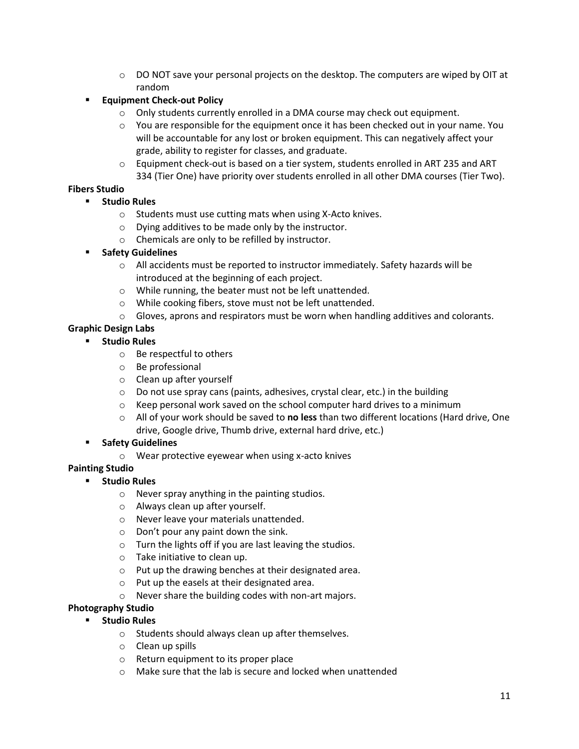- DO NOT save your personal projects on the desktop. The computers are wiped by OIT at random

- **Equipment Check-out Policy**
  - Only students currently enrolled in a DMA course may check out equipment.
  - You are responsible for the equipment once it has been checked out in your name. You will be accountable for any lost or broken equipment. This can negatively affect your grade, ability to register for classes, and graduate.
  - Equipment check-out is based on a tier system, students enrolled in ART 235 and ART 334 (Tier One) have priority over students enrolled in all other DMA courses (Tier Two).

**Fibers Studio**

- **Studio Rules**
  - Students must use cutting mats when using X-Acto knives.
  - Dying additives to be made only by the instructor.
  - Chemicals are only to be refilled by instructor.
- **Safety Guidelines**
  - All accidents must be reported to instructor immediately. Safety hazards will be introduced at the beginning of each project.
  - While running, the beater must not be left unattended.
  - While cooking fibers, stove must not be left unattended.
  - Gloves, aprons and respirators must be worn when handling additives and colorants.

**Graphic Design Labs**

- **Studio Rules**
  - Be respectful to others
  - Be professional
  - Clean up after yourself
  - Do not use spray cans (paints, adhesives, crystal clear, etc.) in the building
  - Keep personal work saved on the school computer hard drives to a minimum
  - All of your work should be saved to **no less** than two different locations (Hard drive, One drive, Google drive, Thumb drive, external hard drive, etc.)
- **Safety Guidelines**
  - Wear protective eyewear when using x-acto knives

**Painting Studio**

- **Studio Rules**
  - Never spray anything in the painting studios.
  - Always clean up after yourself.
  - Never leave your materials unattended.
  - Don't pour any paint down the sink.
  - Turn the lights off if you are last leaving the studios.
  - Take initiative to clean up.
  - Put up the drawing benches at their designated area.
  - Put up the easels at their designated area.
  - Never share the building codes with non-art majors.

**Photography Studio**

- **Studio Rules**
  - Students should always clean up after themselves.
  - Clean up spills
  - Return equipment to its proper place
  - Make sure that the lab is secure and locked when unattended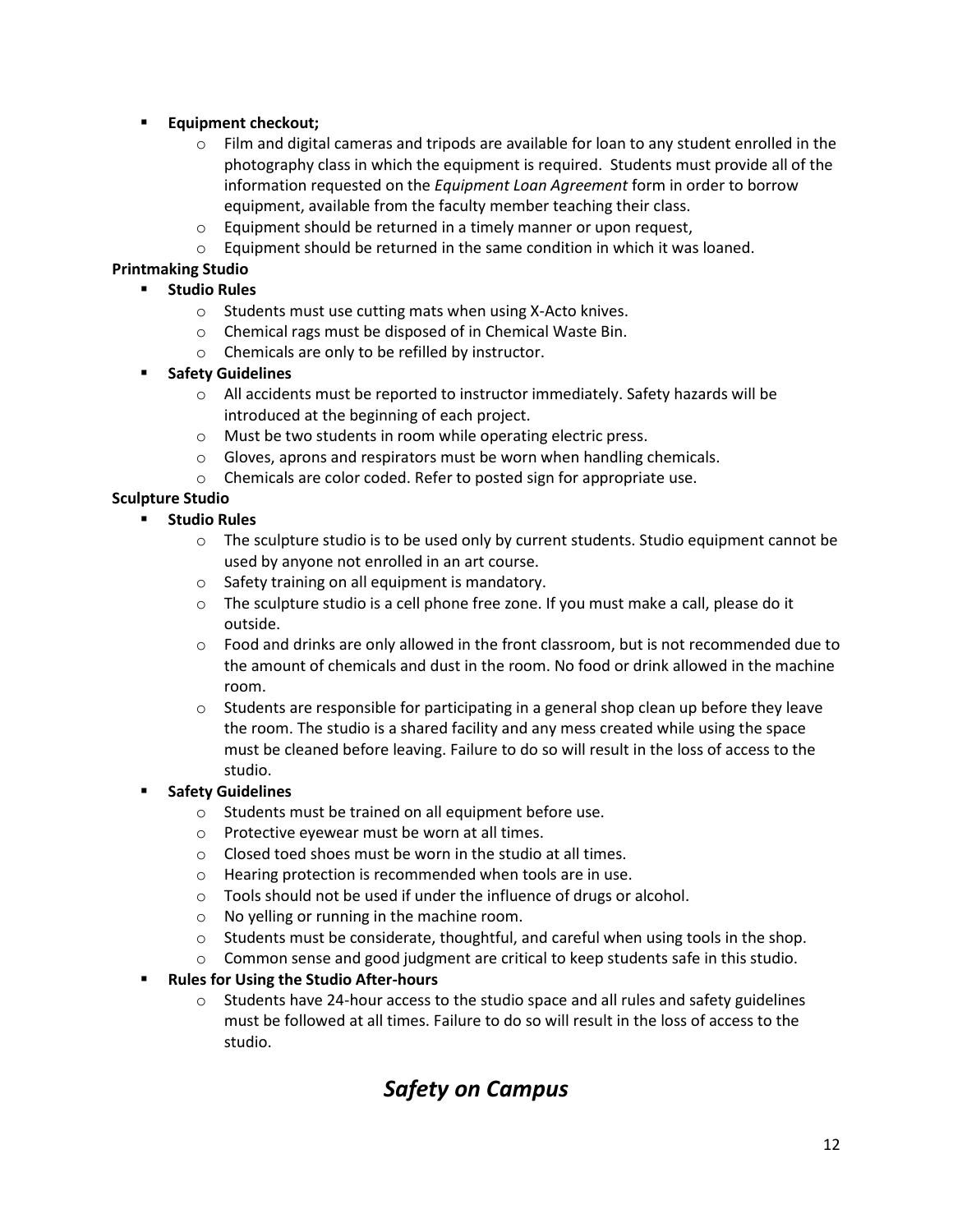- **Equipment checkout;**
  - Film and digital cameras and tripods are available for loan to any student enrolled in the photography class in which the equipment is required. Students must provide all of the information requested on the *Equipment Loan Agreement* form in order to borrow equipment, available from the faculty member teaching their class.
  - Equipment should be returned in a timely manner or upon request,
  - Equipment should be returned in the same condition in which it was loaned.

**Printmaking Studio**

- **Studio Rules**
  - Students must use cutting mats when using X-Acto knives.
  - Chemical rags must be disposed of in Chemical Waste Bin.
  - Chemicals are only to be refilled by instructor.
- **Safety Guidelines**
  - All accidents must be reported to instructor immediately. Safety hazards will be introduced at the beginning of each project.
  - Must be two students in room while operating electric press.
  - Gloves, aprons and respirators must be worn when handling chemicals.
  - Chemicals are color coded. Refer to posted sign for appropriate use.

**Sculpture Studio**

- **Studio Rules**
  - The sculpture studio is to be used only by current students. Studio equipment cannot be used by anyone not enrolled in an art course.
  - Safety training on all equipment is mandatory.
  - The sculpture studio is a cell phone free zone. If you must make a call, please do it outside.
  - Food and drinks are only allowed in the front classroom, but is not recommended due to the amount of chemicals and dust in the room. No food or drink allowed in the machine room.
  - Students are responsible for participating in a general shop clean up before they leave the room. The studio is a shared facility and any mess created while using the space must be cleaned before leaving. Failure to do so will result in the loss of access to the studio.
- **Safety Guidelines**
  - Students must be trained on all equipment before use.
  - Protective eyewear must be worn at all times.
  - Closed toed shoes must be worn in the studio at all times.
  - Hearing protection is recommended when tools are in use.
  - Tools should not be used if under the influence of drugs or alcohol.
  - No yelling or running in the machine room.
  - Students must be considerate, thoughtful, and careful when using tools in the shop.
  - Common sense and good judgment are critical to keep students safe in this studio.
- **Rules for Using the Studio After-hours**
  - Students have 24-hour access to the studio space and all rules and safety guidelines must be followed at all times. Failure to do so will result in the loss of access to the studio.

# *Safety on Campus*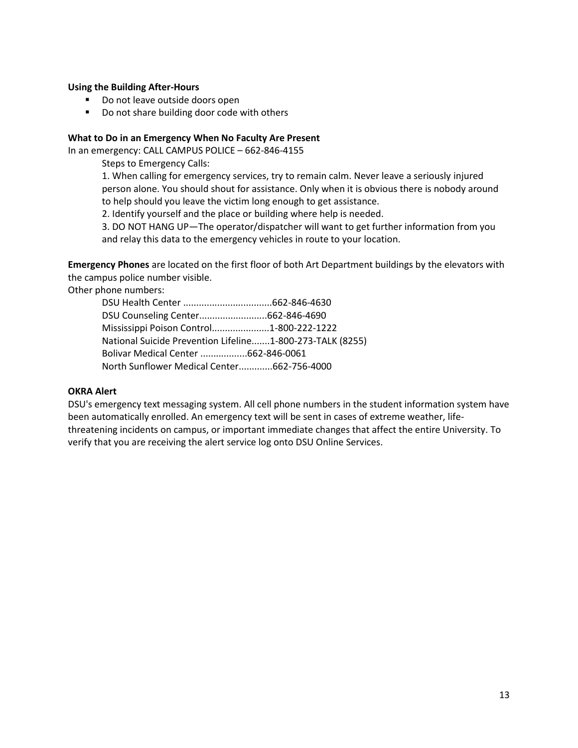**Using the Building After-Hours**

- Do not leave outside doors open
- Do not share building door code with others

**What to Do in an Emergency When No Faculty Are Present**

In an emergency: CALL CAMPUS POLICE – 662-846-4155

Steps to Emergency Calls:

1. When calling for emergency services, try to remain calm. Never leave a seriously injured person alone. You should shout for assistance. Only when it is obvious there is nobody around to help should you leave the victim long enough to get assistance.
2. Identify yourself and the place or building where help is needed.
3. DO NOT HANG UP—The operator/dispatcher will want to get further information from you and relay this data to the emergency vehicles in route to your location.

**Emergency Phones** are located on the first floor of both Art Department buildings by the elevators with the campus police number visible.

Other phone numbers:

DSU Health Center ..................................662-846-4630
DSU Counseling Center..........................662-846-4690
Mississippi Poison Control......................1-800-222-1222
National Suicide Prevention Lifeline.......1-800-273-TALK (8255)
Bolivar Medical Center .................662-846-0061
North Sunflower Medical Center............662-756-4000

**OKRA Alert**

DSU's emergency text messaging system. All cell phone numbers in the student information system have been automatically enrolled. An emergency text will be sent in cases of extreme weather, life-threatening incidents on campus, or important immediate changes that affect the entire University. To verify that you are receiving the alert service log onto DSU Online Services.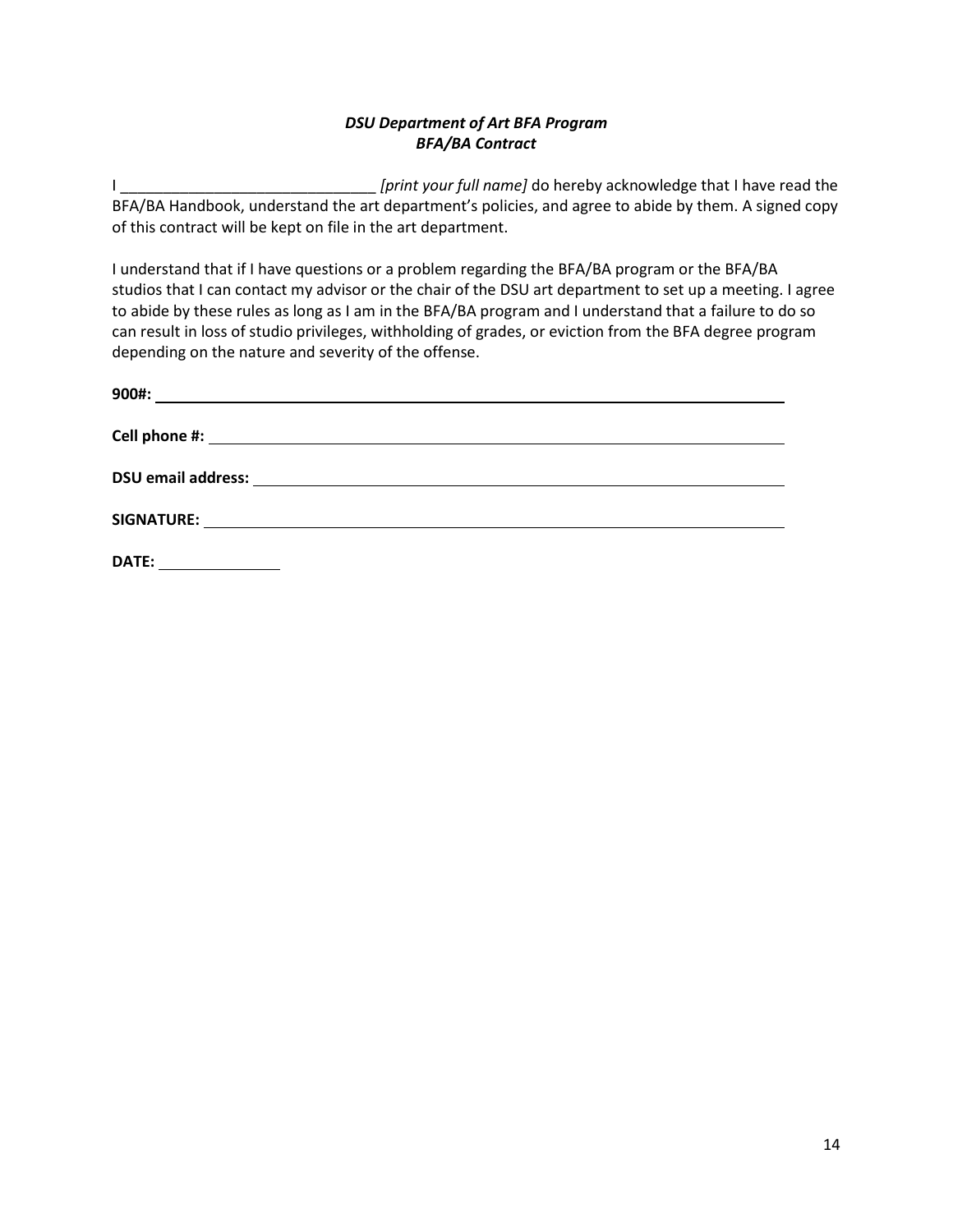***DSU Department of Art BFA Program***
***BFA/BA Contract***

I ______________________________ *[print your full name]* do hereby acknowledge that I have read the BFA/BA Handbook, understand the art department's policies, and agree to abide by them. A signed copy of this contract will be kept on file in the art department.

I understand that if I have questions or a problem regarding the BFA/BA program or the BFA/BA studios that I can contact my advisor or the chair of the DSU art department to set up a meeting. I agree to abide by these rules as long as I am in the BFA/BA program and I understand that a failure to do so can result in loss of studio privileges, withholding of grades, or eviction from the BFA degree program depending on the nature and severity of the offense.

**900#:** ______________________________________________________________

**Cell phone #:** ______________________________________________________________

**DSU email address:** ______________________________________________________________

**SIGNATURE:** ______________________________________________________________

**DATE:** ______________